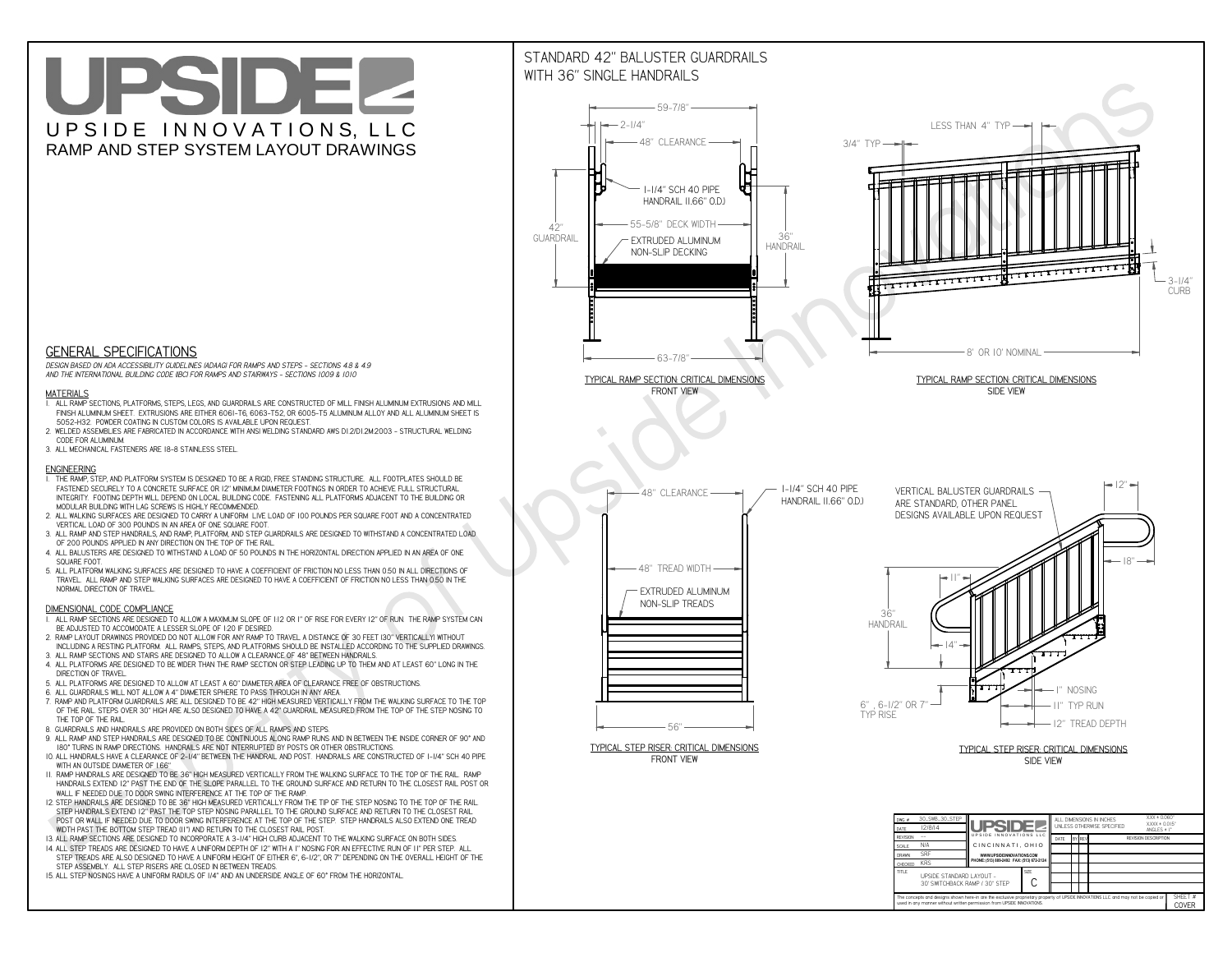# UPSIDE

UPSIDE INNOVATIONS, LLC

RAMP AND STEP SYSTEM LAYOUT DRAWINGS

## GENERAL SPECIFICATIONS

*DESIGN BASED ON ADA ACCESSIBILITY GUIDELINES (ADAAG) FOR RAMPS AND STEPS - SECTIONS 4.8 & 4.9 AND THE INTERNATIONAL BUILDING CODE (IBC) FOR RAMPS AND STAIRWAYS - SECTIONS 1009 & 1010*

### MATERIALS

1. ALL RAMP SECTIONS, PLATFORMS, STEPS, LEGS, AND GUARDRAILS ARE CONSTRUCTED OF MILL FINISH ALUMINUM EXTRUSIONS AND MILL FINISH ALUMINUM SHEET. EXTRUSIONS ARE EITHER 6061-T6, 6063-T52, OR 6005-T5 ALUMINUM ALLOY AND ALL ALUMINUM SHEET IS 5052-H32. POWDER COATING IN CUSTOM COLORS IS AVAILABLE UPON REQUEST.
2. WELDED ASSEMBLIES ARE FABRICATED IN ACCORDANCE WITH ANSI WELDING STANDARD AWS D1.2/D1.2M:2003 - STRUCTURAL WELDING CODE FOR ALUMINUM.
3. ALL MECHANICAL FASTENERS ARE 18-8 STAINLESS STEEL.

### ENGINEERING

1. THE RAMP, STEP, AND PLATFORM SYSTEM IS DESIGNED TO BE A RIGID, FREE STANDING STRUCTURE. ALL FOOTPLATES SHOULD BE FASTENED SECURELY TO A CONCRETE SURFACE OR 12" MINIMUM DIAMETER FOOTINGS IN ORDER TO ACHIEVE FULL STRUCTURAL INTEGRITY. FOOTING DEPTH WILL DEPEND ON LOCAL BUILDING CODE. FASTENING ALL PLATFORMS ADJACENT TO THE BUILDING OR MODULAR BUILDING WITH LAG SCREWS IS HIGHLY RECOMMENDED.
2. ALL WALKING SURFACES ARE DESIGNED TO CARRY A UNIFORM LIVE LOAD OF 100 POUNDS PER SQUARE FOOT AND A CONCENTRATED VERTICAL LOAD OF 300 POUNDS IN AN AREA OF ONE SQUARE FOOT.
3. ALL RAMP AND STEP HANDRAILS, AND RAMP, PLATFORM, AND STEP GUARDRAILS ARE DESIGNED TO WITHSTAND A CONCENTRATED LOAD OF 200 POUNDS APPLIED IN ANY DIRECTION ON THE TOP OF THE RAIL.
4. ALL BALUSTERS ARE DESIGNED TO WITHSTAND A LOAD OF 50 POUNDS IN THE HORIZONTAL DIRECTION APPLIED IN AN AREA OF ONE SQUARE FOOT.
5. ALL PLATFORM WALKING SURFACES ARE DESIGNED TO HAVE A COEFFICIENT OF FRICTION NO LESS THAN 0.50 IN ALL DIRECTIONS OF TRAVEL. ALL RAMP AND STEP WALKING SURFACES ARE DESIGNED TO HAVE A COEFFICIENT OF FRICTION NO LESS THAN 0.50 IN THE NORMAL DIRECTION OF TRAVEL.

### DIMENSIONAL CODE COMPLIANCE

1. ALL RAMP SECTIONS ARE DESIGNED TO ALLOW A MAXIMUM SLOPE OF 1:12 OR 1" OF RISE FOR EVERY 12" OF RUN. THE RAMP SYSTEM CAN BE ADJUSTED TO ACCOMODATE A LESSER SLOPE OF 1:20 IF DESIRED.
2. RAMP LAYOUT DRAWINGS PROVIDED DO NOT ALLOW FOR ANY RAMP TO TRAVEL A DISTANCE OF 30 FEET (30" VERTICALLY) WITHOUT INCLUDING A RESTING PLATFORM. ALL RAMPS, STEPS, AND PLATFORMS SHOULD BE INSTALLED ACCORDING TO THE SUPPLIED DRAWINGS.
3. ALL RAMP SECTIONS AND STAIRS ARE DESIGNED TO ALLOW A CLEARANCE OF 48" BETWEEN HANDRAILS.
4. ALL PLATFORMS ARE DESIGNED TO BE WIDER THAN THE RAMP SECTION OR STEP LEADING UP TO THEM AND AT LEAST 60" LONG IN THE DIRECTION OF TRAVEL.
5. ALL PLATFORMS ARE DESIGNED TO ALLOW AT LEAST A 60" DIAMETER AREA OF CLEARANCE FREE OF OBSTRUCTIONS.
6. ALL GUARDRAILS WILL NOT ALLOW A 4" DIAMETER SPHERE TO PASS THROUGH IN ANY AREA.
7. RAMP AND PLATFORM GUARDRAILS ARE ALL DESIGNED TO BE 42" HIGH MEASURED VERTICALLY FROM THE WALKING SURFACE TO THE TOP OF THE RAIL. STEPS OVER 30" HIGH ARE ALSO DESIGNED TO HAVE A 42" GUARDRAIL MEASURED FROM THE TOP OF THE STEP NOSING TO THE TOP OF THE RAIL.
8. GUARDRAILS AND HANDRAILS ARE PROVIDED ON BOTH SIDES OF ALL RAMPS AND STEPS.
9. ALL RAMP AND STEP HANDRAILS ARE DESIGNED TO BE CONTINUOUS ALONG RAMP RUNS AND IN BETWEEN THE INSIDE CORNER OF 90° AND 180° TURNS IN RAMP DIRECTIONS. HANDRAILS ARE NOT INTERRUPTED BY POSTS OR OTHER OBSTRUCTIONS.
10. ALL HANDRAILS HAVE A CLEARANCE OF 2-1/4" BETWEEN THE HANDRAIL AND POST. HANDRAILS ARE CONSTRUCTED OF 1-1/4" SCH 40 PIPE WITH AN OUTSIDE DIAMETER OF 1.66"
11. RAMP HANDRAILS ARE DESIGNED TO BE 36" HIGH MEASURED VERTICALLY FROM THE WALKING SURFACE TO THE TOP OF THE RAIL. RAMP HANDRAILS EXTEND 12" PAST THE END OF THE SLOPE PARALLEL TO THE GROUND SURFACE AND RETURN TO THE CLOSEST RAIL POST OR WALL IF NEEDED DUE TO DOOR SWING INTERFERENCE AT THE TOP OF THE RAMP.
12. STEP HANDRAILS ARE DESIGNED TO BE 36" HIGH MEASURED VERTICALLY FROM THE TIP OF THE STEP NOSING TO THE TOP OF THE RAIL. STEP HANDRAILS EXTEND 12" PAST THE TOP STEP NOSING PARALLEL TO THE GROUND SURFACE AND RETURN TO THE CLOSEST RAIL POST OR WALL IF NEEDED DUE TO DOOR SWING INTERFERENCE AT THE TOP OF THE STEP. STEP HANDRAILS ALSO EXTEND ONE TREAD WIDTH PAST THE BOTTOM STEP TREAD (11") AND RETURN TO THE CLOSEST RAIL POST.
13. ALL RAMP SECTIONS ARE DESIGNED TO INCORPORATE A 3-1/4" HIGH CURB ADJACENT TO THE WALKING SURFACE ON BOTH SIDES.
14. ALL STEP TREADS ARE DESIGNED TO HAVE A UNIFORM DEPTH OF 12" WITH A 1" NOSING FOR AN EFFECTIVE RUN OF 11" PER STEP. ALL STEP TREADS ARE ALSO DESIGNED TO HAVE A UNIFORM HEIGHT OF EITHER 6", 6-1/2", OR 7" DEPENDING ON THE OVERALL HEIGHT OF THE STEP ASSEMBLY. ALL STEP RISERS ARE CLOSED IN BETWEEN TREADS.
15. ALL STEP NOSINGS HAVE A UNIFORM RADIUS OF 1/4" AND AN UNDERSIDE ANGLE OF 60° FROM THE HORIZONTAL.

## STANDARD 42" BALUSTER GUARDRAILS WITH 36" SINGLE HANDRAILS

59-7/8" · 2-1/4" · 48" CLEARANCE · 1-1/4" SCH 40 PIPE HANDRAIL (1.66" O.D.) · 42" GUARDRAIL · 55-5/8" DECK WIDTH · EXTRUDED ALUMINUM NON-SLIP DECKING · 36" HANDRAIL · 63-7/8"

TYPICAL RAMP SECTION: CRITICAL DIMENSIONS
FRONT VIEW

LESS THAN 4" TYP · 3/4" TYP · 3-1/4" CURB · 8' OR 10' NOMINAL

TYPICAL RAMP SECTION: CRITICAL DIMENSIONS
SIDE VIEW

48" CLEARANCE · 1-1/4" SCH 40 PIPE HANDRAIL (1.66" O.D.) · 48" TREAD WIDTH · EXTRUDED ALUMINUM NON-SLIP TREADS · 56"

TYPICAL STEP RISER: CRITICAL DIMENSIONS
FRONT VIEW

VERTICAL BALUSTER GUARDRAILS ARE STANDARD, OTHER PANEL DESIGNS AVAILABLE UPON REQUEST · 12" · 18" · 11" · 36" HANDRAIL · 14" · 1" NOSING · 6", 6-1/2" OR 7" TYP RISE · 11" TYP RUN · 12" TREAD DEPTH

TYPICAL STEP RISER: CRITICAL DIMENSIONS
SIDE VIEW

| | | | |
|---|---|---|---|
| DWG # | 30_SWB_30_STEP | ALL DIMENSIONS IN INCHES UNLESS OTHERWISE SPECIFIED | XXX ± 0.060" XXXX ± 0.015" ANGLES ± 1° |
| DATE | 12/8/14 | | |
| REVISION | --- | DATE / BY / REV / REVISION DESCRIPTION | |
| SCALE | N/A | UPSIDE INNOVATIONS LLC, CINCINNATI, OHIO | |
| DRAWN | SRF | WWW.UPSIDEINNOVATIONS.COM PHONE: (513) 889-2492 FAX: (513) 672-2124 | |
| CHECKED | KRS | | |
| TITLE | UPSIDE STANDARD LAYOUT - 30' SWITCHBACK RAMP / 30" STEP | SIZE C | |

The concepts and designs shown here-in are the exclusive proprietary property of UPSIDE INNOVATIONS LLC. and may not be copied or used in any manner without written permission from UPSIDE INNOVATIONS.

SHEET # COVER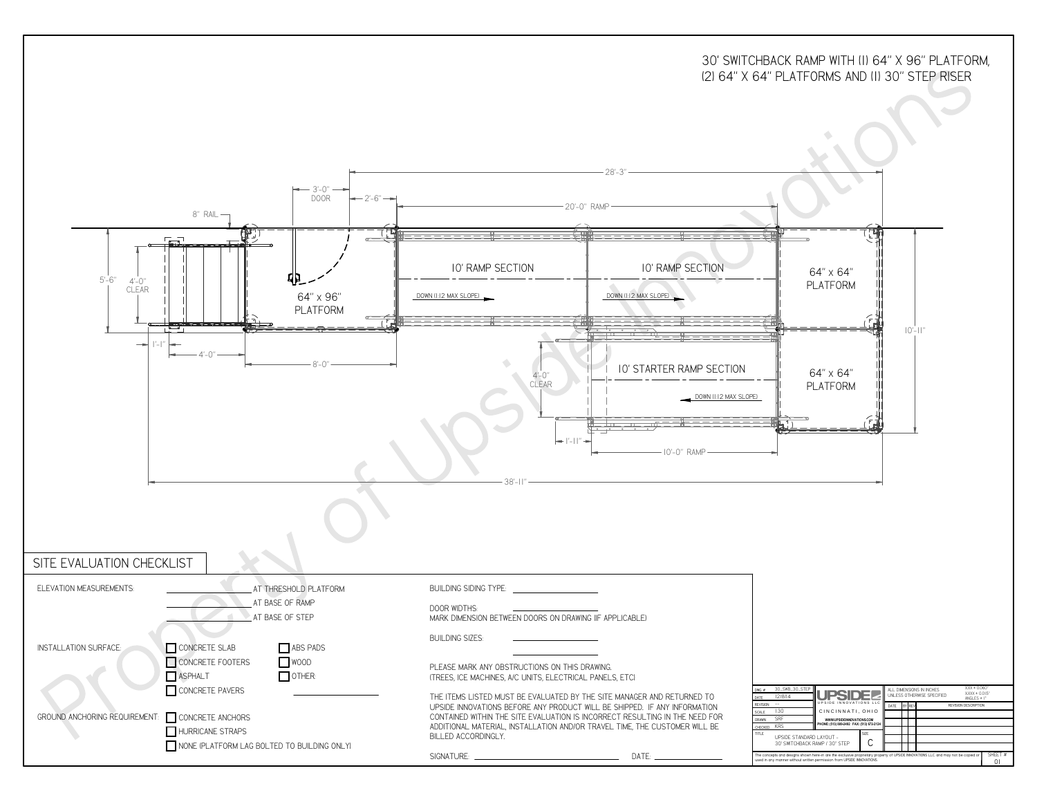# 30' SWITCHBACK RAMP WITH (1) 64" X 96" PLATFORM, (2) 64" X 64" PLATFORMS AND (1) 30" STEP RISER

28'-3"

3'-0" DOOR

2'-6"

20'-0" RAMP

8" RAIL

5'-6"

4'-0" CLEAR

64" x 96" PLATFORM

10' RAMP SECTION

DOWN (1:12 MAX SLOPE)

10' RAMP SECTION

DOWN (1:12 MAX SLOPE)

64" x 64" PLATFORM

10'-11"

1'-1"

4'-0"

8'-0"

4'-0" CLEAR

10' STARTER RAMP SECTION

DOWN (1:12 MAX SLOPE)

64" x 64" PLATFORM

1'-11"

10'-0" RAMP

38'-11"

## SITE EVALUATION CHECKLIST

ELEVATION MEASUREMENTS: ______ AT THRESHOLD PLATFORM

______ AT BASE OF RAMP

______ AT BASE OF STEP

INSTALLATION SURFACE:

- ☐ CONCRETE SLAB
- ☐ CONCRETE FOOTERS
- ☐ ASPHALT
- ☐ CONCRETE PAVERS
- ☐ ABS PADS
- ☐ WOOD
- ☐ OTHER ______

GROUND ANCHORING REQUIREMENT:

- ☐ CONCRETE ANCHORS
- ☐ HURRICANE STRAPS
- ☐ NONE (PLATFORM LAG BOLTED TO BUILDING ONLY)

BUILDING SIDING TYPE: ______

DOOR WIDTHS: ______

MARK DIMENSION BETWEEN DOORS ON DRAWING (IF APPLICABLE)

BUILDING SIZES: ______

______

PLEASE MARK ANY OBSTRUCTIONS ON THIS DRAWING. (TREES, ICE MACHINES, A/C UNITS, ELECTRICAL PANELS, ETC)

THE ITEMS LISTED MUST BE EVALUATED BY THE SITE MANAGER AND RETURNED TO UPSIDE INNOVATIONS BEFORE ANY PRODUCT WILL BE SHIPPED. IF ANY INFORMATION CONTAINED WITHIN THE SITE EVALUATION IS INCORRECT RESULTING IN THE NEED FOR ADDITIONAL MATERIAL, INSTALLATION AND/OR TRAVEL TIME, THE CUSTOMER WILL BE BILLED ACCORDINGLY.

SIGNATURE: ______ DATE: ______

| | |
|---|---|
| DWG # | 30_SWB_30_STEP |
| DATE | 12/8/14 |
| REVISION | --- |
| SCALE | 1:30 |
| DRAWN | SRF |
| CHECKED | KRS |

UPSIDE INNOVATIONS LLC
CINCINNATI, OHIO
WWW.UPSIDEINNOVATIONS.COM
PHONE: (513) 889-2492 FAX: (513) 672-2124

TITLE: UPSIDE STANDARD LAYOUT - 30' SWITCHBACK RAMP / 30" STEP

SIZE: C

ALL DIMENSIONS IN INCHES UNLESS OTHERWISE SPECIFIED
X.XX ± 0.060"
X.XXX ± 0.015"
ANGLES ± 1°

| DATE | BY | REV | REVISION DESCRIPTION |
|---|---|---|---|

The concepts and designs shown here-in are the exclusive proprietary property of UPSIDE INNOVATIONS LLC and may not be copied or used in any manner without written permission from UPSIDE INNOVATIONS.

SHEET # 01